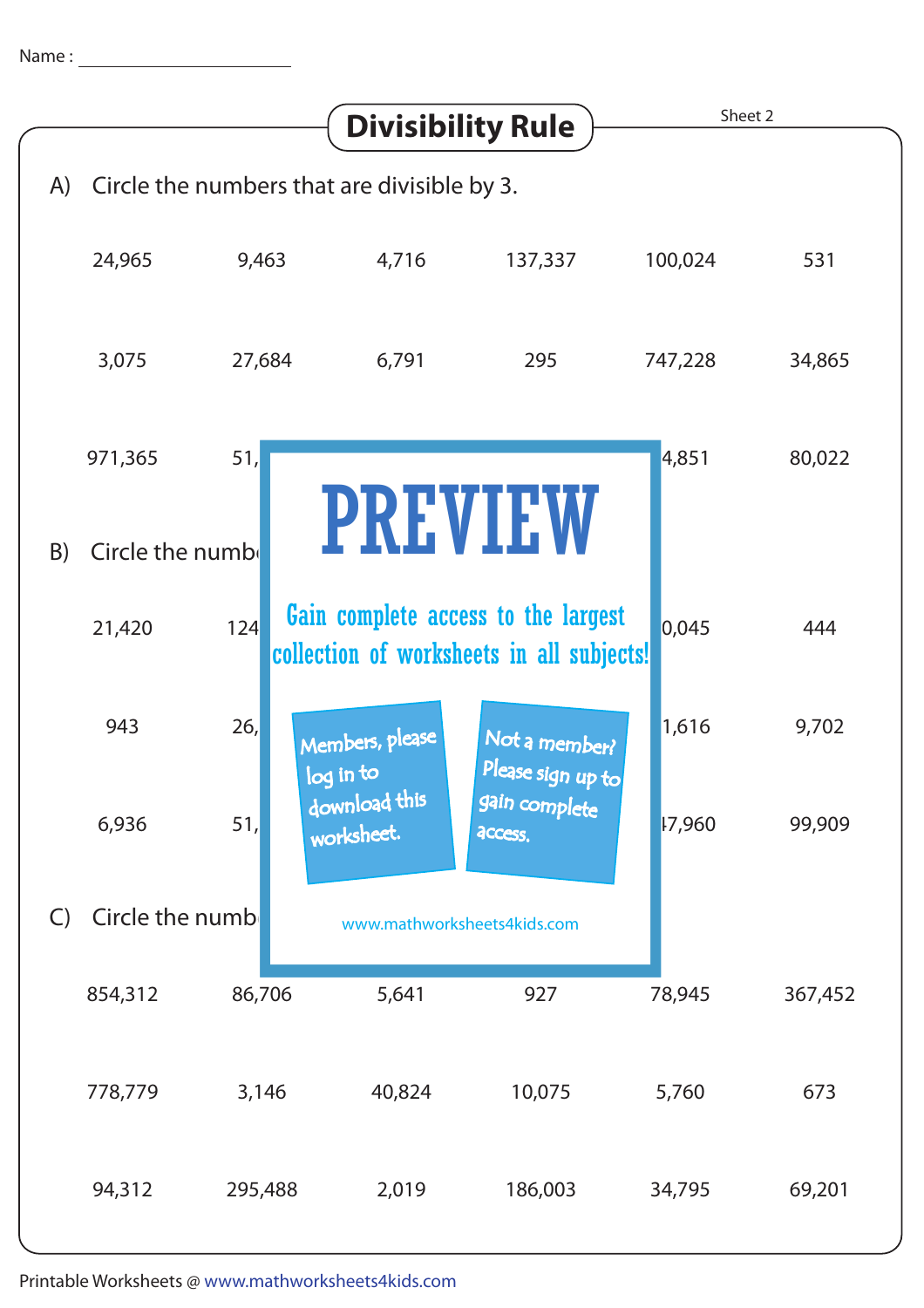Name : ____________________

# Divisibility Rule

Sheet 2

A) Circle the numbers that are divisible by 3.

| | | | | | |
|---|---|---|---|---|---|
| 24,965 | 9,463 | 4,716 | 137,337 | 100,024 | 531 |
| 3,075 | 27,684 | 6,791 | 295 | 747,228 | 34,865 |
| 971,365 | 51, | | | 4,851 | 80,022 |

PREVIEW

Gain complete access to the largest collection of worksheets in all subjects!

Members, please log in to download this worksheet.

Not a member? Please sign up to gain complete access.

www.mathworksheets4kids.com

B) Circle the numb

| | | | | | |
|---|---|---|---|---|---|
| 21,420 | 124 | | | 0,045 | 444 |
| 943 | 26, | | | 1,616 | 9,702 |
| 6,936 | 51, | | | 47,960 | 99,909 |

C) Circle the numb

| | | | | | |
|---|---|---|---|---|---|
| 854,312 | 86,706 | 5,641 | 927 | 78,945 | 367,452 |
| 778,779 | 3,146 | 40,824 | 10,075 | 5,760 | 673 |
| 94,312 | 295,488 | 2,019 | 186,003 | 34,795 | 69,201 |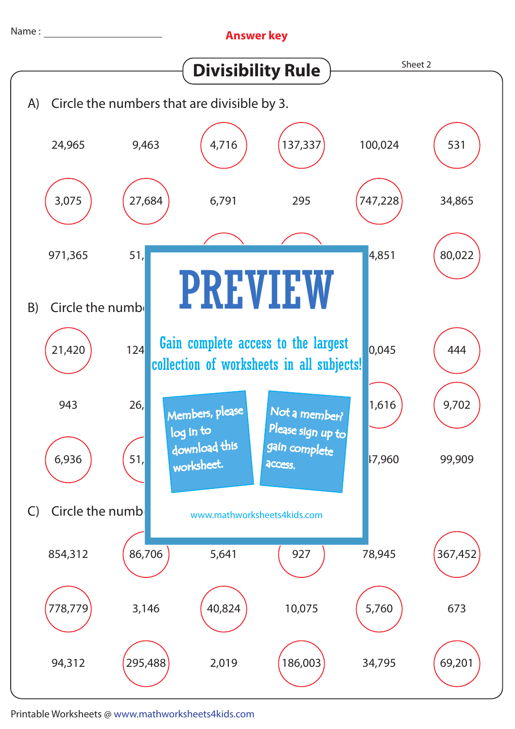Name : ____________________

**Answer key**

# Divisibility Rule

Sheet 2

A) Circle the numbers that are divisible by 3.

| | | | | | |
|---|---|---|---|---|---|
| 24,965 | 9,463 | 4,716 | 137,337 | 100,024 | 531 |
| 3,075 | 27,684 | 6,791 | 295 | 747,228 | 34,865 |
| 971,365 | 51, | | | 4,851 | 80,022 |

B) Circle the numb

| | | | | | |
|---|---|---|---|---|---|
| 21,420 | 124 | | | 0,045 | 444 |
| 943 | 26, | | | 1,616 | 9,702 |
| 6,936 | 51, | | | 7,960 | 99,909 |

C) Circle the numb

| | | | | | |
|---|---|---|---|---|---|
| 854,312 | 86,706 | 5,641 | 927 | 78,945 | 367,452 |
| 778,779 | 3,146 | 40,824 | 10,075 | 5,760 | 673 |
| 94,312 | 295,488 | 2,019 | 186,003 | 34,795 | 69,201 |

**PREVIEW**

Gain complete access to the largest collection of worksheets in all subjects!

Members, please log in to download this worksheet.

Not a member? Please sign up to gain complete access.

www.mathworksheets4kids.com

Printable Worksheets @ www.mathworksheets4kids.com